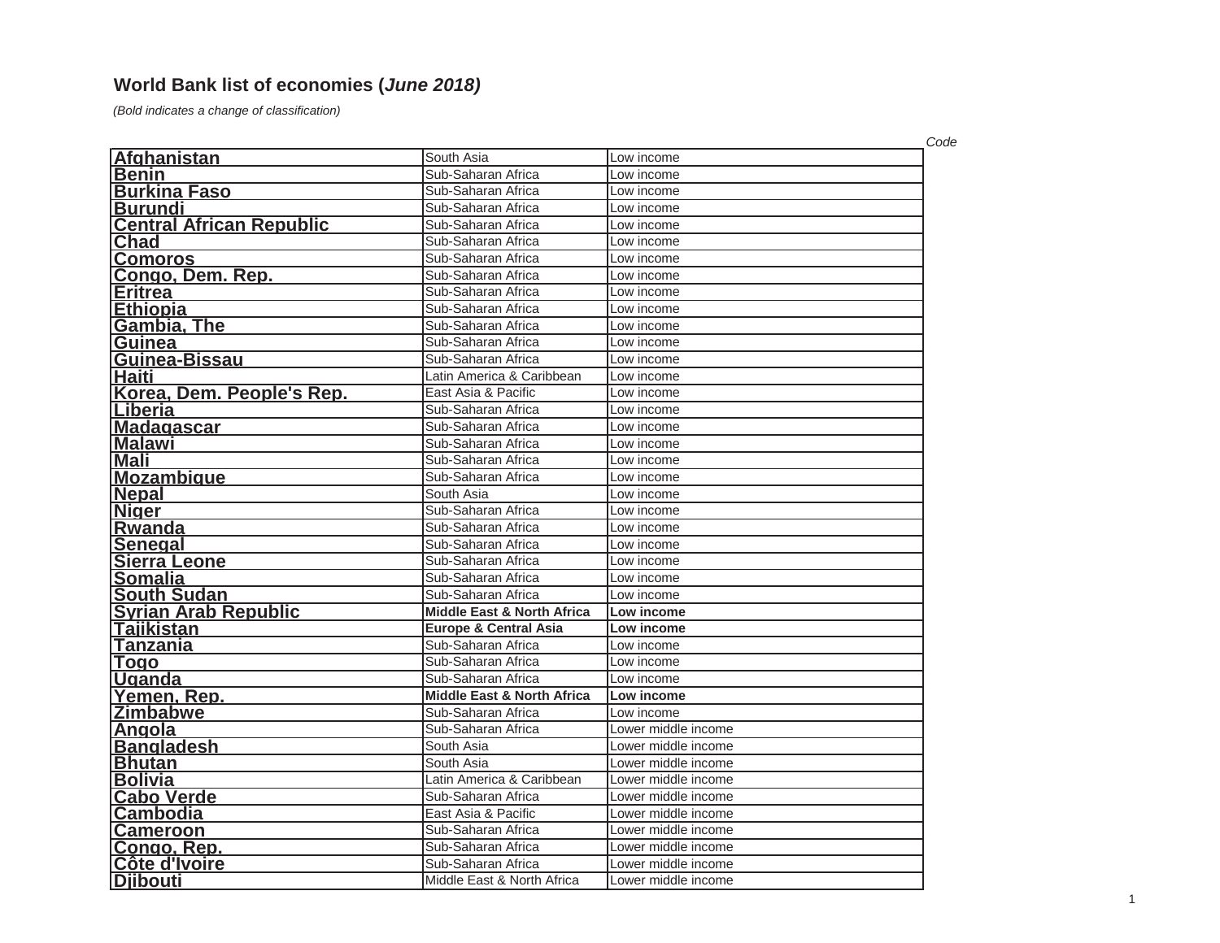## World Bank list of economies (*June 2018)*

*(Bold indicates a change of classification)*

| | | | *Code* |
|---|---|---|---|
| Afghanistan | South Asia | Low income | |
| Benin | Sub-Saharan Africa | Low income | |
| Burkina Faso | Sub-Saharan Africa | Low income | |
| Burundi | Sub-Saharan Africa | Low income | |
| Central African Republic | Sub-Saharan Africa | Low income | |
| Chad | Sub-Saharan Africa | Low income | |
| Comoros | Sub-Saharan Africa | Low income | |
| Congo, Dem. Rep. | Sub-Saharan Africa | Low income | |
| Eritrea | Sub-Saharan Africa | Low income | |
| Ethiopia | Sub-Saharan Africa | Low income | |
| Gambia, The | Sub-Saharan Africa | Low income | |
| Guinea | Sub-Saharan Africa | Low income | |
| Guinea-Bissau | Sub-Saharan Africa | Low income | |
| Haiti | Latin America & Caribbean | Low income | |
| Korea, Dem. People's Rep. | East Asia & Pacific | Low income | |
| Liberia | Sub-Saharan Africa | Low income | |
| Madagascar | Sub-Saharan Africa | Low income | |
| Malawi | Sub-Saharan Africa | Low income | |
| Mali | Sub-Saharan Africa | Low income | |
| Mozambique | Sub-Saharan Africa | Low income | |
| Nepal | South Asia | Low income | |
| Niger | Sub-Saharan Africa | Low income | |
| Rwanda | Sub-Saharan Africa | Low income | |
| Senegal | Sub-Saharan Africa | Low income | |
| Sierra Leone | Sub-Saharan Africa | Low income | |
| Somalia | Sub-Saharan Africa | Low income | |
| South Sudan | Sub-Saharan Africa | Low income | |
| Syrian Arab Republic | **Middle East & North Africa** | **Low income** | |
| Tajikistan | **Europe & Central Asia** | **Low income** | |
| Tanzania | Sub-Saharan Africa | Low income | |
| Togo | Sub-Saharan Africa | Low income | |
| Uganda | Sub-Saharan Africa | Low income | |
| Yemen, Rep. | **Middle East & North Africa** | **Low income** | |
| Zimbabwe | Sub-Saharan Africa | Low income | |
| Angola | Sub-Saharan Africa | Lower middle income | |
| Bangladesh | South Asia | Lower middle income | |
| Bhutan | South Asia | Lower middle income | |
| Bolivia | Latin America & Caribbean | Lower middle income | |
| Cabo Verde | Sub-Saharan Africa | Lower middle income | |
| Cambodia | East Asia & Pacific | Lower middle income | |
| Cameroon | Sub-Saharan Africa | Lower middle income | |
| Congo, Rep. | Sub-Saharan Africa | Lower middle income | |
| Côte d'Ivoire | Sub-Saharan Africa | Lower middle income | |
| Djibouti | Middle East & North Africa | Lower middle income | |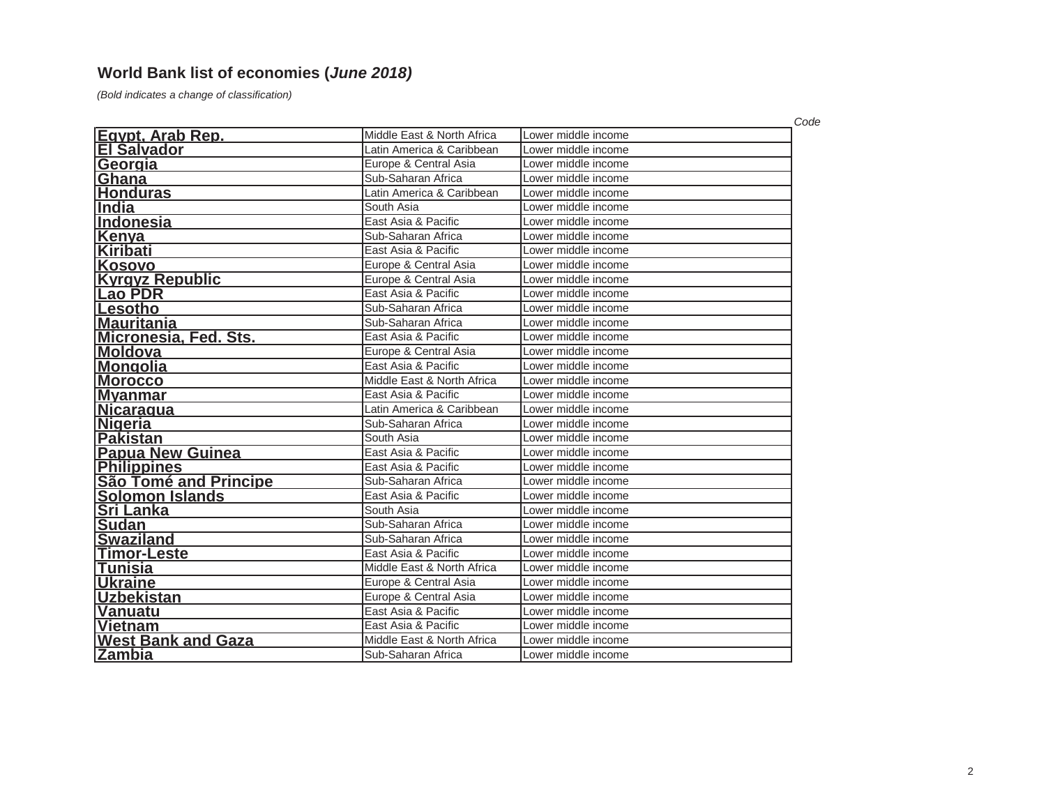## World Bank list of economies (*June 2018)*

*(Bold indicates a change of classification)*

*Code*

| | | |
|---|---|---|
| **Egypt, Arab Rep.** | Middle East & North Africa | Lower middle income |
| **El Salvador** | Latin America & Caribbean | Lower middle income |
| **Georgia** | Europe & Central Asia | Lower middle income |
| **Ghana** | Sub-Saharan Africa | Lower middle income |
| **Honduras** | Latin America & Caribbean | Lower middle income |
| **India** | South Asia | Lower middle income |
| **Indonesia** | East Asia & Pacific | Lower middle income |
| **Kenya** | Sub-Saharan Africa | Lower middle income |
| **Kiribati** | East Asia & Pacific | Lower middle income |
| **Kosovo** | Europe & Central Asia | Lower middle income |
| **Kyrgyz Republic** | Europe & Central Asia | Lower middle income |
| **Lao PDR** | East Asia & Pacific | Lower middle income |
| **Lesotho** | Sub-Saharan Africa | Lower middle income |
| **Mauritania** | Sub-Saharan Africa | Lower middle income |
| **Micronesia, Fed. Sts.** | East Asia & Pacific | Lower middle income |
| **Moldova** | Europe & Central Asia | Lower middle income |
| **Mongolia** | East Asia & Pacific | Lower middle income |
| **Morocco** | Middle East & North Africa | Lower middle income |
| **Myanmar** | East Asia & Pacific | Lower middle income |
| **Nicaragua** | Latin America & Caribbean | Lower middle income |
| **Nigeria** | Sub-Saharan Africa | Lower middle income |
| **Pakistan** | South Asia | Lower middle income |
| **Papua New Guinea** | East Asia & Pacific | Lower middle income |
| **Philippines** | East Asia & Pacific | Lower middle income |
| **São Tomé and Principe** | Sub-Saharan Africa | Lower middle income |
| **Solomon Islands** | East Asia & Pacific | Lower middle income |
| **Sri Lanka** | South Asia | Lower middle income |
| **Sudan** | Sub-Saharan Africa | Lower middle income |
| **Swaziland** | Sub-Saharan Africa | Lower middle income |
| **Timor-Leste** | East Asia & Pacific | Lower middle income |
| **Tunisia** | Middle East & North Africa | Lower middle income |
| **Ukraine** | Europe & Central Asia | Lower middle income |
| **Uzbekistan** | Europe & Central Asia | Lower middle income |
| **Vanuatu** | East Asia & Pacific | Lower middle income |
| **Vietnam** | East Asia & Pacific | Lower middle income |
| **West Bank and Gaza** | Middle East & North Africa | Lower middle income |
| **Zambia** | Sub-Saharan Africa | Lower middle income |